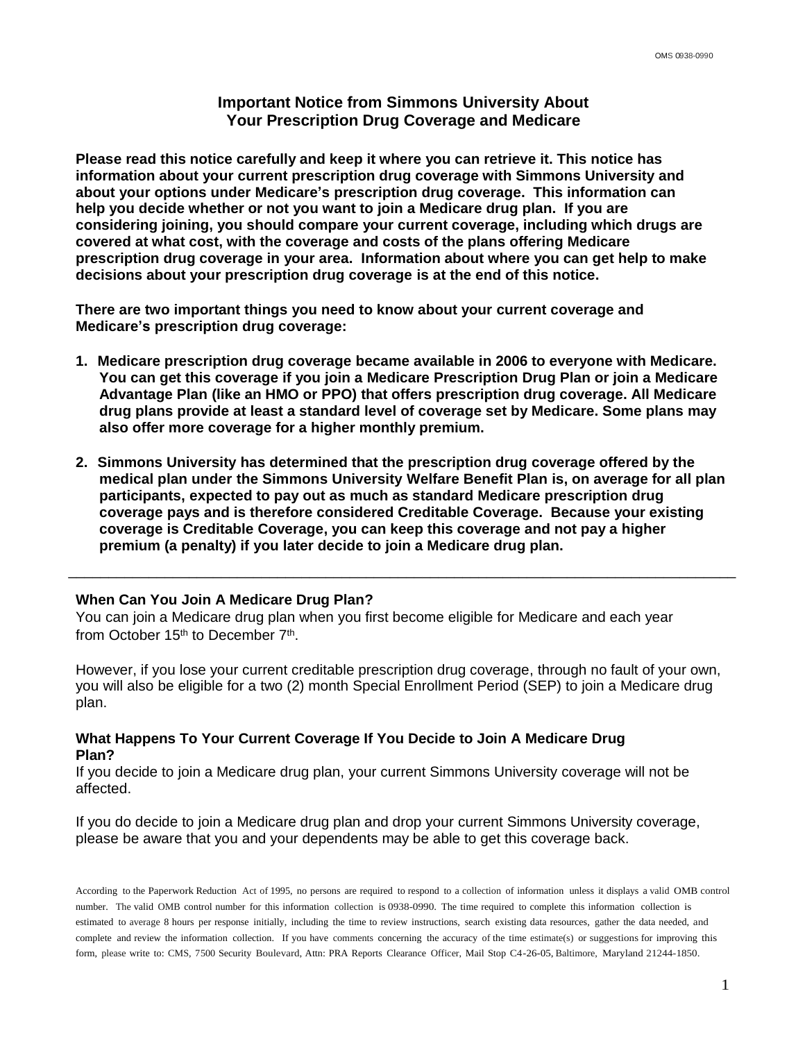OMS 0938-0990

# Important Notice from Simmons University About Your Prescription Drug Coverage and Medicare

**Please read this notice carefully and keep it where you can retrieve it. This notice has information about your current prescription drug coverage with Simmons University and about your options under Medicare's prescription drug coverage. This information can help you decide whether or not you want to join a Medicare drug plan. If you are considering joining, you should compare your current coverage, including which drugs are covered at what cost, with the coverage and costs of the plans offering Medicare prescription drug coverage in your area. Information about where you can get help to make decisions about your prescription drug coverage is at the end of this notice.**

**There are two important things you need to know about your current coverage and Medicare's prescription drug coverage:**

1. **Medicare prescription drug coverage became available in 2006 to everyone with Medicare. You can get this coverage if you join a Medicare Prescription Drug Plan or join a Medicare Advantage Plan (like an HMO or PPO) that offers prescription drug coverage. All Medicare drug plans provide at least a standard level of coverage set by Medicare. Some plans may also offer more coverage for a higher monthly premium.**
2. **Simmons University has determined that the prescription drug coverage offered by the medical plan under the Simmons University Welfare Benefit Plan is, on average for all plan participants, expected to pay out as much as standard Medicare prescription drug coverage pays and is therefore considered Creditable Coverage. Because your existing coverage is Creditable Coverage, you can keep this coverage and not pay a higher premium (a penalty) if you later decide to join a Medicare drug plan.**

---

### When Can You Join A Medicare Drug Plan?

You can join a Medicare drug plan when you first become eligible for Medicare and each year from October 15th to December 7th.

However, if you lose your current creditable prescription drug coverage, through no fault of your own, you will also be eligible for a two (2) month Special Enrollment Period (SEP) to join a Medicare drug plan.

### What Happens To Your Current Coverage If You Decide to Join A Medicare Drug Plan?

If you decide to join a Medicare drug plan, your current Simmons University coverage will not be affected.

If you do decide to join a Medicare drug plan and drop your current Simmons University coverage, please be aware that you and your dependents may be able to get this coverage back.

According to the Paperwork Reduction Act of 1995, no persons are required to respond to a collection of information unless it displays a valid OMB control number. The valid OMB control number for this information collection is 0938-0990. The time required to complete this information collection is estimated to average 8 hours per response initially, including the time to review instructions, search existing data resources, gather the data needed, and complete and review the information collection. If you have comments concerning the accuracy of the time estimate(s) or suggestions for improving this form, please write to: CMS, 7500 Security Boulevard, Attn: PRA Reports Clearance Officer, Mail Stop C4-26-05, Baltimore, Maryland 21244-1850.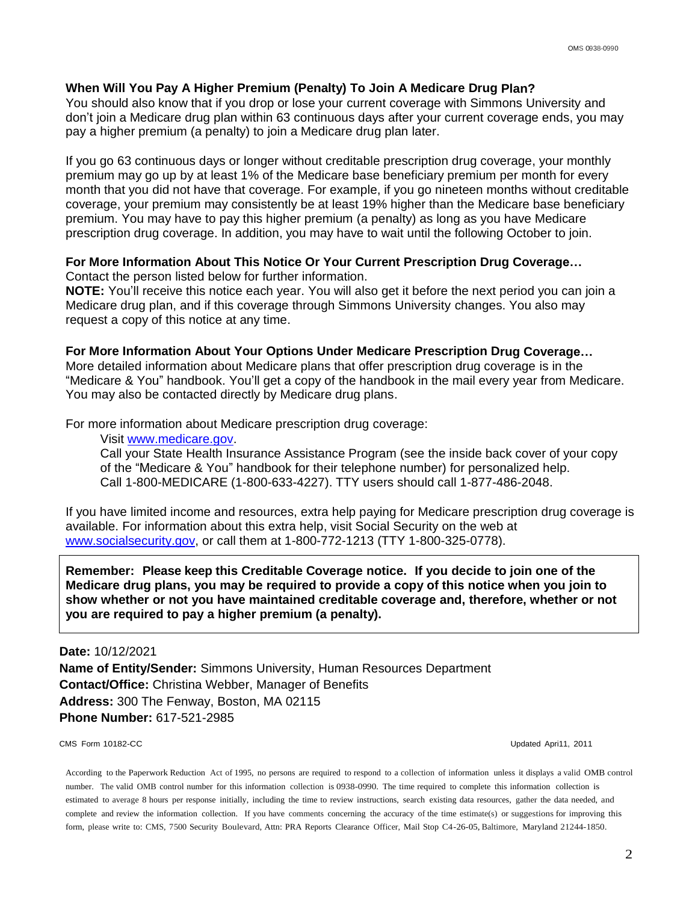### When Will You Pay A Higher Premium (Penalty) To Join A Medicare Drug Plan?

You should also know that if you drop or lose your current coverage with Simmons University and don't join a Medicare drug plan within 63 continuous days after your current coverage ends, you may pay a higher premium (a penalty) to join a Medicare drug plan later.

If you go 63 continuous days or longer without creditable prescription drug coverage, your monthly premium may go up by at least 1% of the Medicare base beneficiary premium per month for every month that you did not have that coverage. For example, if you go nineteen months without creditable coverage, your premium may consistently be at least 19% higher than the Medicare base beneficiary premium. You may have to pay this higher premium (a penalty) as long as you have Medicare prescription drug coverage. In addition, you may have to wait until the following October to join.

### For More Information About This Notice Or Your Current Prescription Drug Coverage…

Contact the person listed below for further information.

**NOTE:** You'll receive this notice each year. You will also get it before the next period you can join a Medicare drug plan, and if this coverage through Simmons University changes. You also may request a copy of this notice at any time.

### For More Information About Your Options Under Medicare Prescription Drug Coverage…

More detailed information about Medicare plans that offer prescription drug coverage is in the "Medicare & You" handbook. You'll get a copy of the handbook in the mail every year from Medicare. You may also be contacted directly by Medicare drug plans.

For more information about Medicare prescription drug coverage:

Visit www.medicare.gov.

Call your State Health Insurance Assistance Program (see the inside back cover of your copy of the "Medicare & You" handbook for their telephone number) for personalized help.

Call 1-800-MEDICARE (1-800-633-4227). TTY users should call 1-877-486-2048.

If you have limited income and resources, extra help paying for Medicare prescription drug coverage is available. For information about this extra help, visit Social Security on the web at www.socialsecurity.gov, or call them at 1-800-772-1213 (TTY 1-800-325-0778).

**Remember: Please keep this Creditable Coverage notice. If you decide to join one of the Medicare drug plans, you may be required to provide a copy of this notice when you join to show whether or not you have maintained creditable coverage and, therefore, whether or not you are required to pay a higher premium (a penalty).**

**Date:** 10/12/2021
**Name of Entity/Sender:** Simmons University, Human Resources Department
**Contact/Office:** Christina Webber, Manager of Benefits
**Address:** 300 The Fenway, Boston, MA 02115
**Phone Number:** 617-521-2985

CMS Form 10182-CC Updated Apri11, 2011

According to the Paperwork Reduction Act of 1995, no persons are required to respond to a collection of information unless it displays a valid OMB control number. The valid OMB control number for this information collection is 0938-0990. The time required to complete this information collection is estimated to average 8 hours per response initially, including the time to review instructions, search existing data resources, gather the data needed, and complete and review the information collection. If you have comments concerning the accuracy of the time estimate(s) or suggestions for improving this form, please write to: CMS, 7500 Security Boulevard, Attn: PRA Reports Clearance Officer, Mail Stop C4-26-05, Baltimore, Maryland 21244-1850.